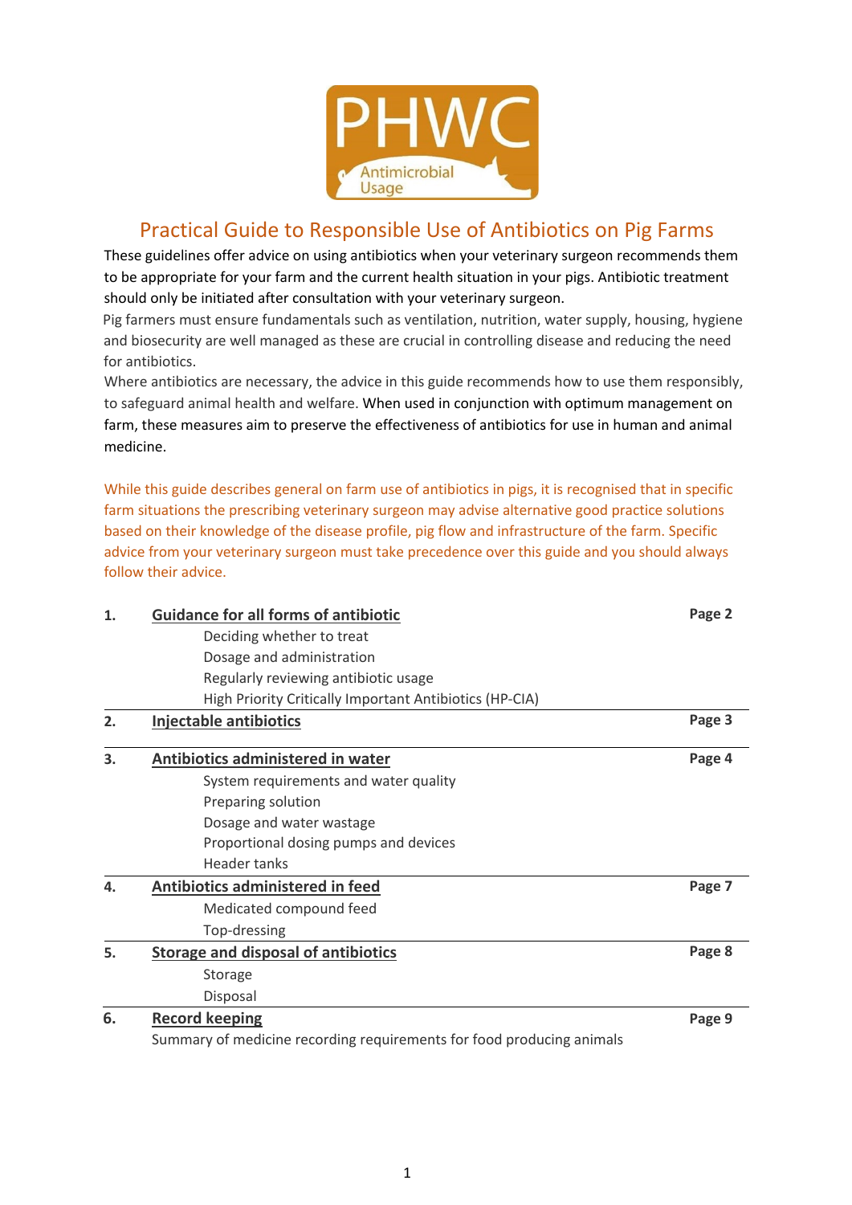PHWC

Antimicrobial Usage

# Practical Guide to Responsible Use of Antibiotics on Pig Farms

These guidelines offer advice on using antibiotics when your veterinary surgeon recommends them to be appropriate for your farm and the current health situation in your pigs. Antibiotic treatment should only be initiated after consultation with your veterinary surgeon.

Pig farmers must ensure fundamentals such as ventilation, nutrition, water supply, housing, hygiene and biosecurity are well managed as these are crucial in controlling disease and reducing the need for antibiotics.

Where antibiotics are necessary, the advice in this guide recommends how to use them responsibly, to safeguard animal health and welfare. When used in conjunction with optimum management on farm, these measures aim to preserve the effectiveness of antibiotics for use in human and animal medicine.

While this guide describes general on farm use of antibiotics in pigs, it is recognised that in specific farm situations the prescribing veterinary surgeon may advise alternative good practice solutions based on their knowledge of the disease profile, pig flow and infrastructure of the farm. Specific advice from your veterinary surgeon must take precedence over this guide and you should always follow their advice.

| | | |
|---|---|---|
| **1.** | **Guidance for all forms of antibiotic**<br>Deciding whether to treat<br>Dosage and administration<br>Regularly reviewing antibiotic usage<br>High Priority Critically Important Antibiotics (HP-CIA) | **Page 2** |
| **2.** | **Injectable antibiotics** | **Page 3** |
| **3.** | **Antibiotics administered in water**<br>System requirements and water quality<br>Preparing solution<br>Dosage and water wastage<br>Proportional dosing pumps and devices<br>Header tanks | **Page 4** |
| **4.** | **Antibiotics administered in feed**<br>Medicated compound feed<br>Top-dressing | **Page 7** |
| **5.** | **Storage and disposal of antibiotics**<br>Storage<br>Disposal | **Page 8** |
| **6.** | **Record keeping**<br>Summary of medicine recording requirements for food producing animals | **Page 9** |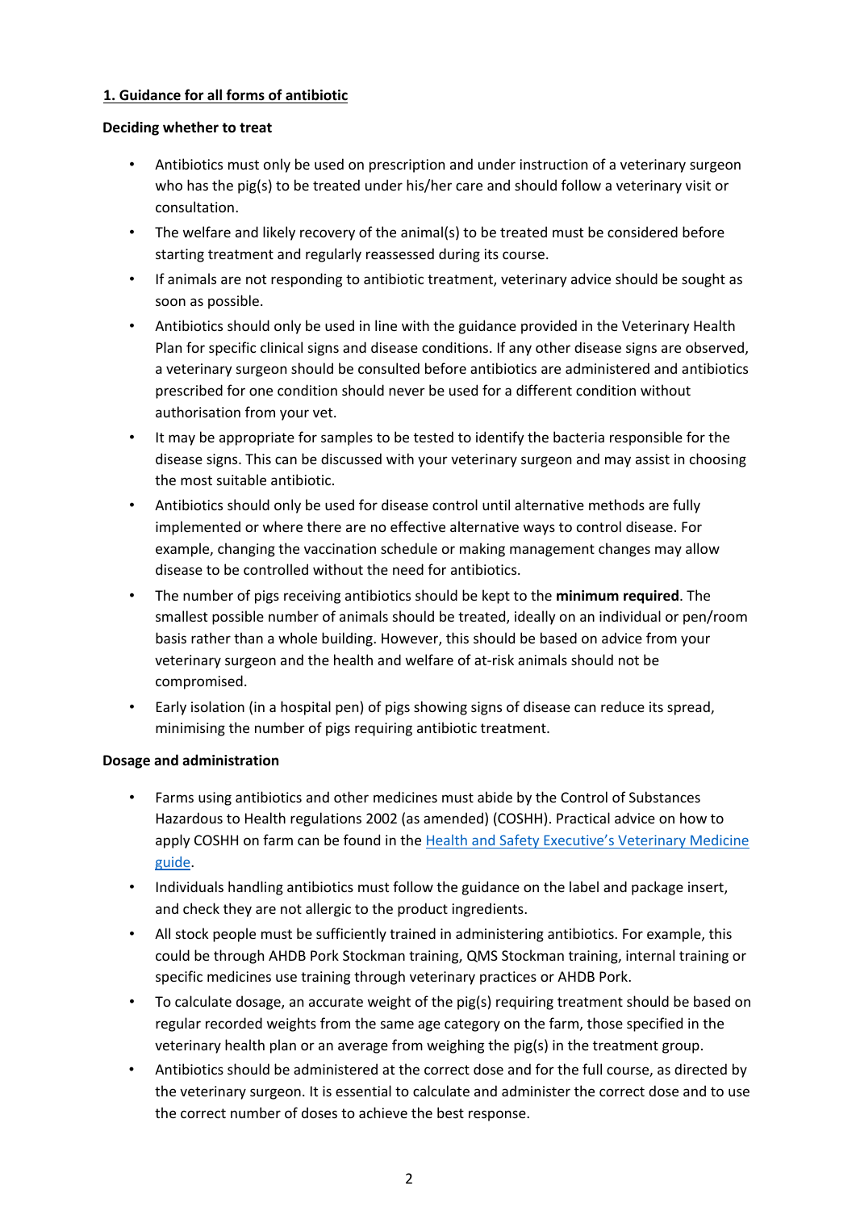## 1. Guidance for all forms of antibiotic

### Deciding whether to treat

- Antibiotics must only be used on prescription and under instruction of a veterinary surgeon who has the pig(s) to be treated under his/her care and should follow a veterinary visit or consultation.
- The welfare and likely recovery of the animal(s) to be treated must be considered before starting treatment and regularly reassessed during its course.
- If animals are not responding to antibiotic treatment, veterinary advice should be sought as soon as possible.
- Antibiotics should only be used in line with the guidance provided in the Veterinary Health Plan for specific clinical signs and disease conditions. If any other disease signs are observed, a veterinary surgeon should be consulted before antibiotics are administered and antibiotics prescribed for one condition should never be used for a different condition without authorisation from your vet.
- It may be appropriate for samples to be tested to identify the bacteria responsible for the disease signs. This can be discussed with your veterinary surgeon and may assist in choosing the most suitable antibiotic.
- Antibiotics should only be used for disease control until alternative methods are fully implemented or where there are no effective alternative ways to control disease. For example, changing the vaccination schedule or making management changes may allow disease to be controlled without the need for antibiotics.
- The number of pigs receiving antibiotics should be kept to the **minimum required**. The smallest possible number of animals should be treated, ideally on an individual or pen/room basis rather than a whole building. However, this should be based on advice from your veterinary surgeon and the health and welfare of at-risk animals should not be compromised.
- Early isolation (in a hospital pen) of pigs showing signs of disease can reduce its spread, minimising the number of pigs requiring antibiotic treatment.

### Dosage and administration

- Farms using antibiotics and other medicines must abide by the Control of Substances Hazardous to Health regulations 2002 (as amended) (COSHH). Practical advice on how to apply COSHH on farm can be found in the Health and Safety Executive's Veterinary Medicine guide.
- Individuals handling antibiotics must follow the guidance on the label and package insert, and check they are not allergic to the product ingredients.
- All stock people must be sufficiently trained in administering antibiotics. For example, this could be through AHDB Pork Stockman training, QMS Stockman training, internal training or specific medicines use training through veterinary practices or AHDB Pork.
- To calculate dosage, an accurate weight of the pig(s) requiring treatment should be based on regular recorded weights from the same age category on the farm, those specified in the veterinary health plan or an average from weighing the pig(s) in the treatment group.
- Antibiotics should be administered at the correct dose and for the full course, as directed by the veterinary surgeon. It is essential to calculate and administer the correct dose and to use the correct number of doses to achieve the best response.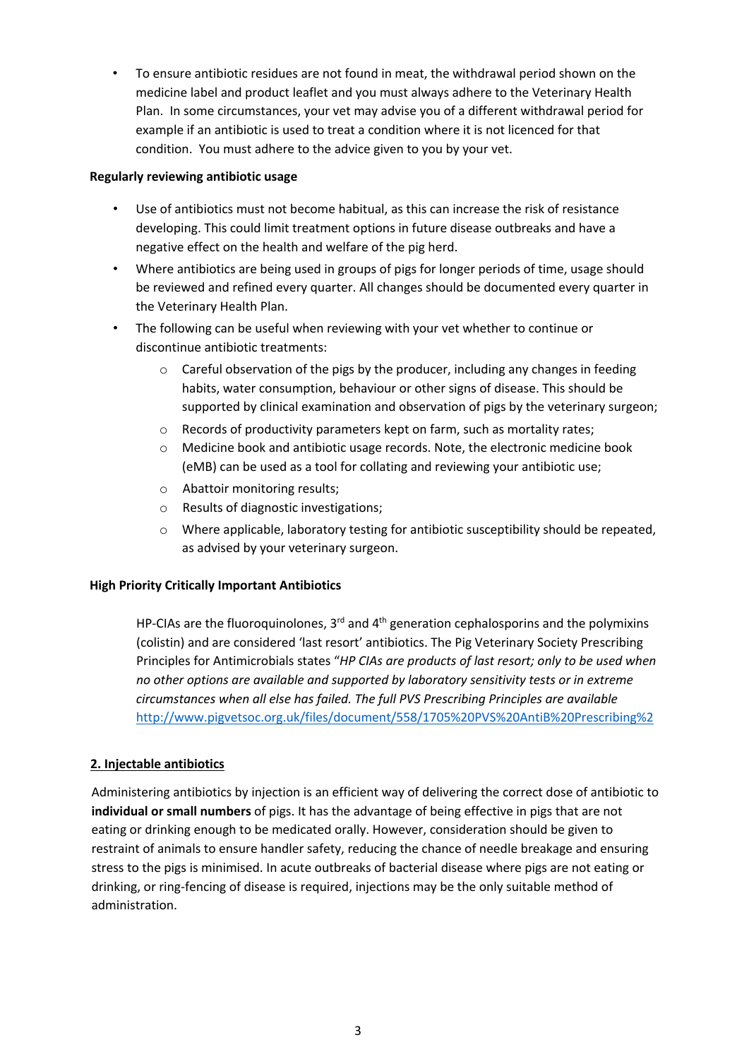- To ensure antibiotic residues are not found in meat, the withdrawal period shown on the medicine label and product leaflet and you must always adhere to the Veterinary Health Plan. In some circumstances, your vet may advise you of a different withdrawal period for example if an antibiotic is used to treat a condition where it is not licenced for that condition. You must adhere to the advice given to you by your vet.

**Regularly reviewing antibiotic usage**

- Use of antibiotics must not become habitual, as this can increase the risk of resistance developing. This could limit treatment options in future disease outbreaks and have a negative effect on the health and welfare of the pig herd.
- Where antibiotics are being used in groups of pigs for longer periods of time, usage should be reviewed and refined every quarter. All changes should be documented every quarter in the Veterinary Health Plan.
- The following can be useful when reviewing with your vet whether to continue or discontinue antibiotic treatments:
    - Careful observation of the pigs by the producer, including any changes in feeding habits, water consumption, behaviour or other signs of disease. This should be supported by clinical examination and observation of pigs by the veterinary surgeon;
    - Records of productivity parameters kept on farm, such as mortality rates;
    - Medicine book and antibiotic usage records. Note, the electronic medicine book (eMB) can be used as a tool for collating and reviewing your antibiotic use;
    - Abattoir monitoring results;
    - Results of diagnostic investigations;
    - Where applicable, laboratory testing for antibiotic susceptibility should be repeated, as advised by your veterinary surgeon.

**High Priority Critically Important Antibiotics**

HP-CIAs are the fluoroquinolones, 3rd and 4th generation cephalosporins and the polymixins (colistin) and are considered 'last resort' antibiotics. The Pig Veterinary Society Prescribing Principles for Antimicrobials states "*HP CIAs are products of last resort; only to be used when no other options are available and supported by laboratory sensitivity tests or in extreme circumstances when all else has failed. The full PVS Prescribing Principles are available* http://www.pigvetsoc.org.uk/files/document/558/1705%20PVS%20AntiB%20Prescribing%2

## 2. Injectable antibiotics

Administering antibiotics by injection is an efficient way of delivering the correct dose of antibiotic to **individual or small numbers** of pigs. It has the advantage of being effective in pigs that are not eating or drinking enough to be medicated orally. However, consideration should be given to restraint of animals to ensure handler safety, reducing the chance of needle breakage and ensuring stress to the pigs is minimised. In acute outbreaks of bacterial disease where pigs are not eating or drinking, or ring-fencing of disease is required, injections may be the only suitable method of administration.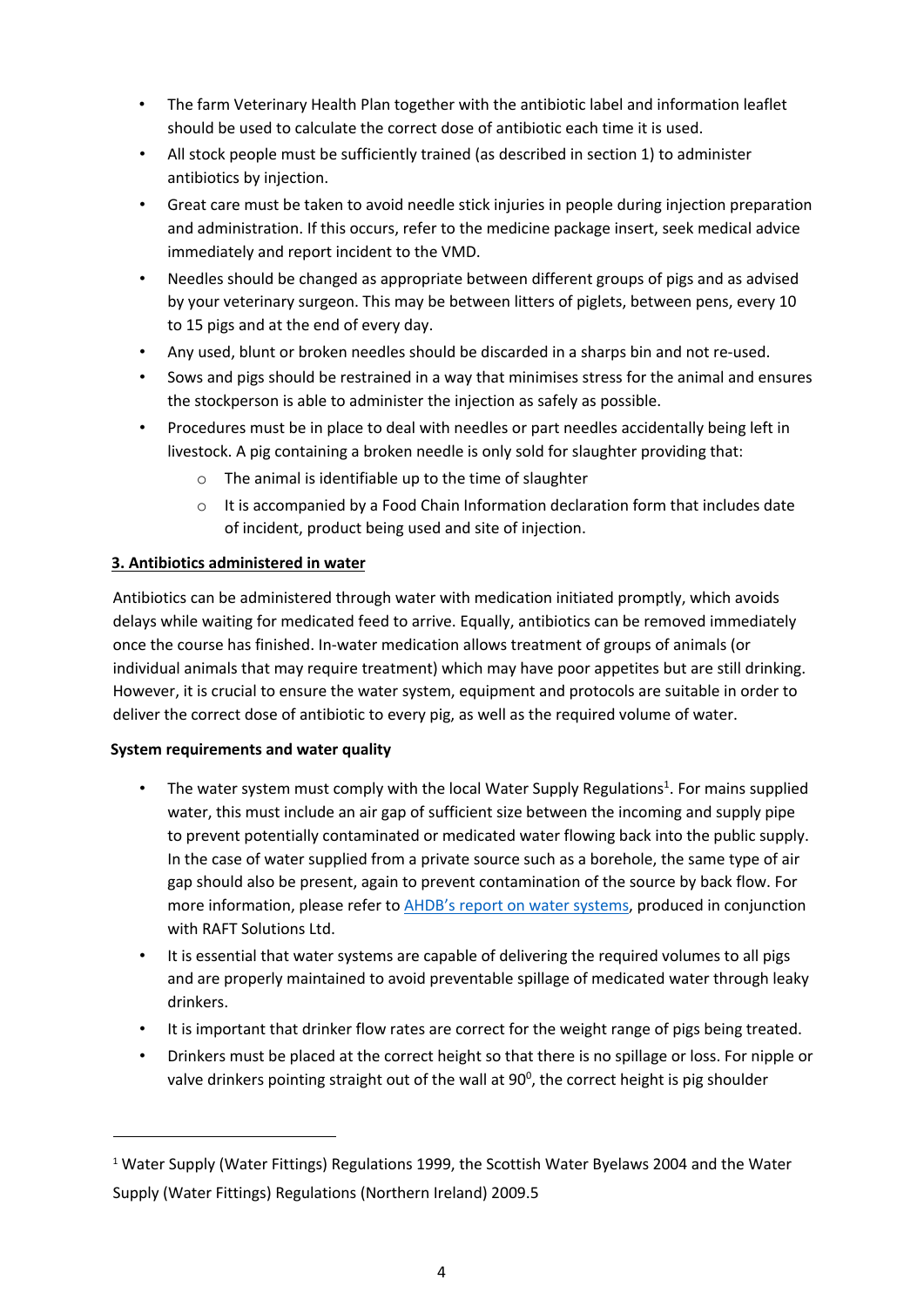- The farm Veterinary Health Plan together with the antibiotic label and information leaflet should be used to calculate the correct dose of antibiotic each time it is used.
- All stock people must be sufficiently trained (as described in section 1) to administer antibiotics by injection.
- Great care must be taken to avoid needle stick injuries in people during injection preparation and administration. If this occurs, refer to the medicine package insert, seek medical advice immediately and report incident to the VMD.
- Needles should be changed as appropriate between different groups of pigs and as advised by your veterinary surgeon. This may be between litters of piglets, between pens, every 10 to 15 pigs and at the end of every day.
- Any used, blunt or broken needles should be discarded in a sharps bin and not re-used.
- Sows and pigs should be restrained in a way that minimises stress for the animal and ensures the stockperson is able to administer the injection as safely as possible.
- Procedures must be in place to deal with needles or part needles accidentally being left in livestock. A pig containing a broken needle is only sold for slaughter providing that:
  - The animal is identifiable up to the time of slaughter
  - It is accompanied by a Food Chain Information declaration form that includes date of incident, product being used and site of injection.

## 3. Antibiotics administered in water

Antibiotics can be administered through water with medication initiated promptly, which avoids delays while waiting for medicated feed to arrive. Equally, antibiotics can be removed immediately once the course has finished. In-water medication allows treatment of groups of animals (or individual animals that may require treatment) which may have poor appetites but are still drinking. However, it is crucial to ensure the water system, equipment and protocols are suitable in order to deliver the correct dose of antibiotic to every pig, as well as the required volume of water.

**System requirements and water quality**

- The water system must comply with the local Water Supply Regulations[1]. For mains supplied water, this must include an air gap of sufficient size between the incoming and supply pipe to prevent potentially contaminated or medicated water flowing back into the public supply. In the case of water supplied from a private source such as a borehole, the same type of air gap should also be present, again to prevent contamination of the source by back flow. For more information, please refer to AHDB's report on water systems, produced in conjunction with RAFT Solutions Ltd.
- It is essential that water systems are capable of delivering the required volumes to all pigs and are properly maintained to avoid preventable spillage of medicated water through leaky drinkers.
- It is important that drinker flow rates are correct for the weight range of pigs being treated.
- Drinkers must be placed at the correct height so that there is no spillage or loss. For nipple or valve drinkers pointing straight out of the wall at $90^0$, the correct height is pig shoulder

[1] Water Supply (Water Fittings) Regulations 1999, the Scottish Water Byelaws 2004 and the Water Supply (Water Fittings) Regulations (Northern Ireland) 2009.5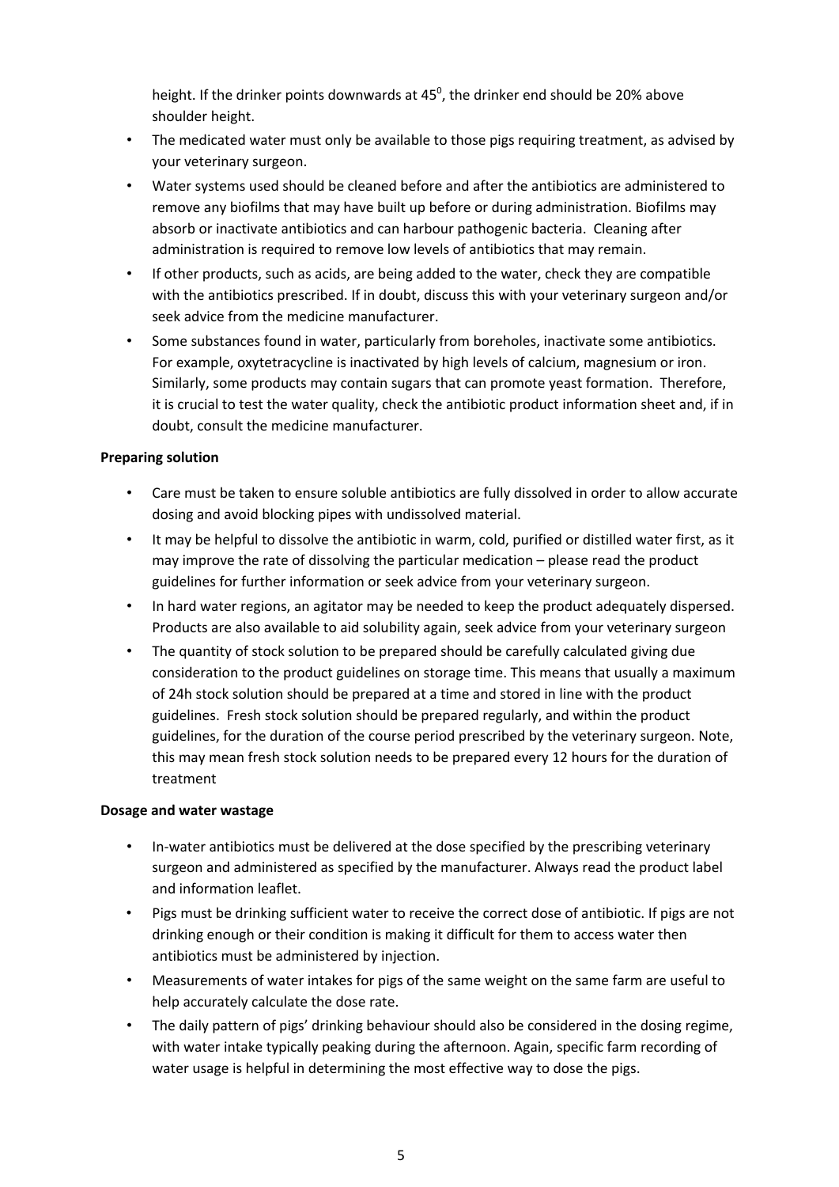height. If the drinker points downwards at $45^0$, the drinker end should be 20% above shoulder height.

- The medicated water must only be available to those pigs requiring treatment, as advised by your veterinary surgeon.
- Water systems used should be cleaned before and after the antibiotics are administered to remove any biofilms that may have built up before or during administration. Biofilms may absorb or inactivate antibiotics and can harbour pathogenic bacteria. Cleaning after administration is required to remove low levels of antibiotics that may remain.
- If other products, such as acids, are being added to the water, check they are compatible with the antibiotics prescribed. If in doubt, discuss this with your veterinary surgeon and/or seek advice from the medicine manufacturer.
- Some substances found in water, particularly from boreholes, inactivate some antibiotics. For example, oxytetracycline is inactivated by high levels of calcium, magnesium or iron. Similarly, some products may contain sugars that can promote yeast formation. Therefore, it is crucial to test the water quality, check the antibiotic product information sheet and, if in doubt, consult the medicine manufacturer.

**Preparing solution**

- Care must be taken to ensure soluble antibiotics are fully dissolved in order to allow accurate dosing and avoid blocking pipes with undissolved material.
- It may be helpful to dissolve the antibiotic in warm, cold, purified or distilled water first, as it may improve the rate of dissolving the particular medication – please read the product guidelines for further information or seek advice from your veterinary surgeon.
- In hard water regions, an agitator may be needed to keep the product adequately dispersed. Products are also available to aid solubility again, seek advice from your veterinary surgeon
- The quantity of stock solution to be prepared should be carefully calculated giving due consideration to the product guidelines on storage time. This means that usually a maximum of 24h stock solution should be prepared at a time and stored in line with the product guidelines. Fresh stock solution should be prepared regularly, and within the product guidelines, for the duration of the course period prescribed by the veterinary surgeon. Note, this may mean fresh stock solution needs to be prepared every 12 hours for the duration of treatment

**Dosage and water wastage**

- In-water antibiotics must be delivered at the dose specified by the prescribing veterinary surgeon and administered as specified by the manufacturer. Always read the product label and information leaflet.
- Pigs must be drinking sufficient water to receive the correct dose of antibiotic. If pigs are not drinking enough or their condition is making it difficult for them to access water then antibiotics must be administered by injection.
- Measurements of water intakes for pigs of the same weight on the same farm are useful to help accurately calculate the dose rate.
- The daily pattern of pigs' drinking behaviour should also be considered in the dosing regime, with water intake typically peaking during the afternoon. Again, specific farm recording of water usage is helpful in determining the most effective way to dose the pigs.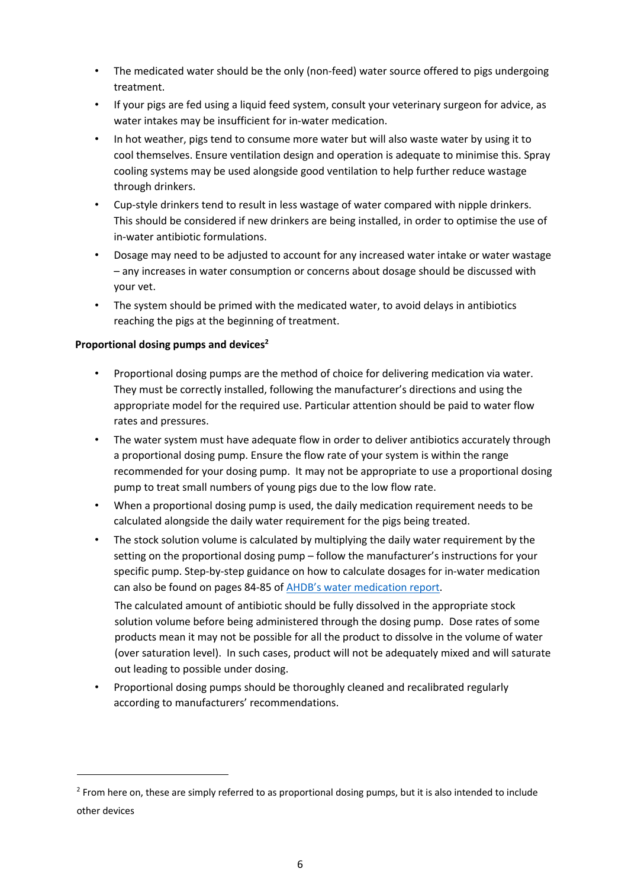- The medicated water should be the only (non-feed) water source offered to pigs undergoing treatment.
- If your pigs are fed using a liquid feed system, consult your veterinary surgeon for advice, as water intakes may be insufficient for in-water medication.
- In hot weather, pigs tend to consume more water but will also waste water by using it to cool themselves. Ensure ventilation design and operation is adequate to minimise this. Spray cooling systems may be used alongside good ventilation to help further reduce wastage through drinkers.
- Cup-style drinkers tend to result in less wastage of water compared with nipple drinkers. This should be considered if new drinkers are being installed, in order to optimise the use of in-water antibiotic formulations.
- Dosage may need to be adjusted to account for any increased water intake or water wastage – any increases in water consumption or concerns about dosage should be discussed with your vet.
- The system should be primed with the medicated water, to avoid delays in antibiotics reaching the pigs at the beginning of treatment.

**Proportional dosing pumps and devices[2]**

- Proportional dosing pumps are the method of choice for delivering medication via water. They must be correctly installed, following the manufacturer's directions and using the appropriate model for the required use. Particular attention should be paid to water flow rates and pressures.
- The water system must have adequate flow in order to deliver antibiotics accurately through a proportional dosing pump. Ensure the flow rate of your system is within the range recommended for your dosing pump. It may not be appropriate to use a proportional dosing pump to treat small numbers of young pigs due to the low flow rate.
- When a proportional dosing pump is used, the daily medication requirement needs to be calculated alongside the daily water requirement for the pigs being treated.
- The stock solution volume is calculated by multiplying the daily water requirement by the setting on the proportional dosing pump – follow the manufacturer's instructions for your specific pump. Step-by-step guidance on how to calculate dosages for in-water medication can also be found on pages 84-85 of AHDB's water medication report.

  The calculated amount of antibiotic should be fully dissolved in the appropriate stock solution volume before being administered through the dosing pump. Dose rates of some products mean it may not be possible for all the product to dissolve in the volume of water (over saturation level). In such cases, product will not be adequately mixed and will saturate out leading to possible under dosing.
- Proportional dosing pumps should be thoroughly cleaned and recalibrated regularly according to manufacturers' recommendations.

[2] From here on, these are simply referred to as proportional dosing pumps, but it is also intended to include other devices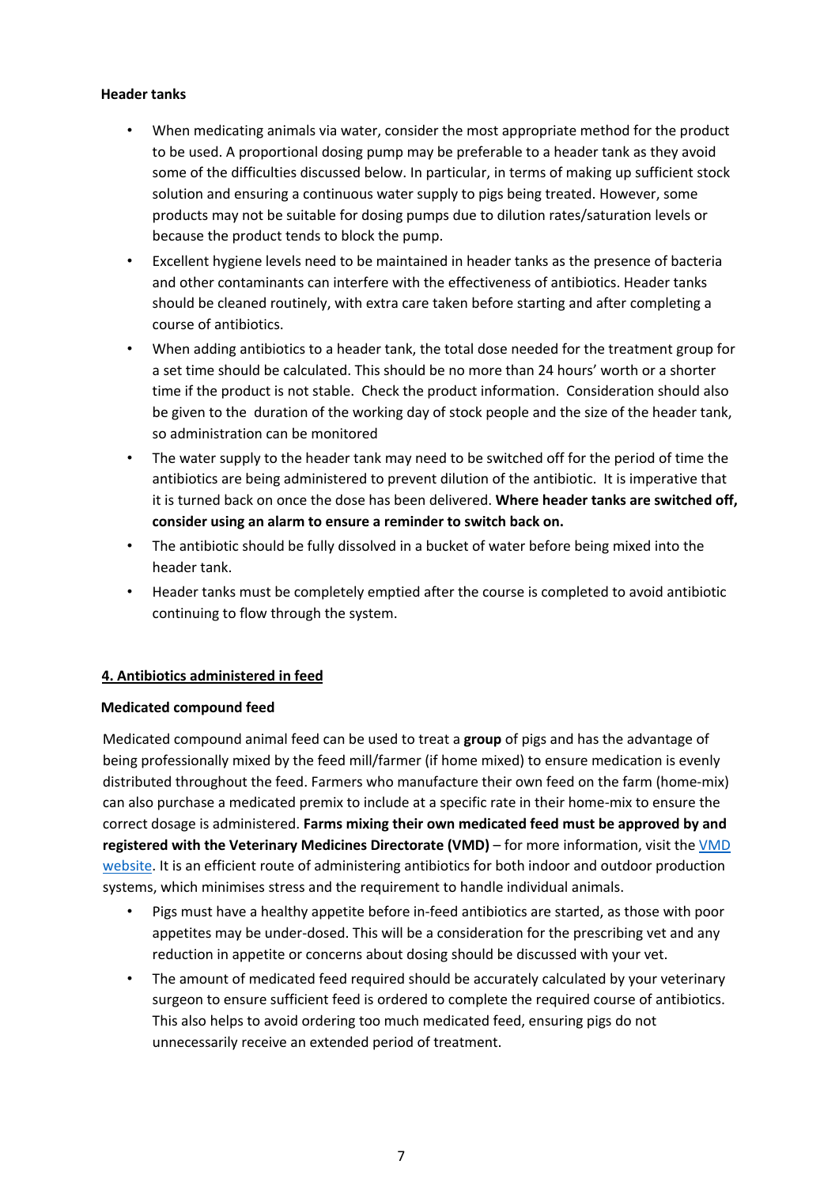**Header tanks**

- When medicating animals via water, consider the most appropriate method for the product to be used. A proportional dosing pump may be preferable to a header tank as they avoid some of the difficulties discussed below. In particular, in terms of making up sufficient stock solution and ensuring a continuous water supply to pigs being treated. However, some products may not be suitable for dosing pumps due to dilution rates/saturation levels or because the product tends to block the pump.
- Excellent hygiene levels need to be maintained in header tanks as the presence of bacteria and other contaminants can interfere with the effectiveness of antibiotics. Header tanks should be cleaned routinely, with extra care taken before starting and after completing a course of antibiotics.
- When adding antibiotics to a header tank, the total dose needed for the treatment group for a set time should be calculated. This should be no more than 24 hours' worth or a shorter time if the product is not stable. Check the product information. Consideration should also be given to the duration of the working day of stock people and the size of the header tank, so administration can be monitored
- The water supply to the header tank may need to be switched off for the period of time the antibiotics are being administered to prevent dilution of the antibiotic. It is imperative that it is turned back on once the dose has been delivered. **Where header tanks are switched off, consider using an alarm to ensure a reminder to switch back on.**
- The antibiotic should be fully dissolved in a bucket of water before being mixed into the header tank.
- Header tanks must be completely emptied after the course is completed to avoid antibiotic continuing to flow through the system.

## 4. Antibiotics administered in feed

**Medicated compound feed**

Medicated compound animal feed can be used to treat a **group** of pigs and has the advantage of being professionally mixed by the feed mill/farmer (if home mixed) to ensure medication is evenly distributed throughout the feed. Farmers who manufacture their own feed on the farm (home-mix) can also purchase a medicated premix to include at a specific rate in their home-mix to ensure the correct dosage is administered. **Farms mixing their own medicated feed must be approved by and registered with the Veterinary Medicines Directorate (VMD)** – for more information, visit the VMD website. It is an efficient route of administering antibiotics for both indoor and outdoor production systems, which minimises stress and the requirement to handle individual animals.

- Pigs must have a healthy appetite before in-feed antibiotics are started, as those with poor appetites may be under-dosed. This will be a consideration for the prescribing vet and any reduction in appetite or concerns about dosing should be discussed with your vet.
- The amount of medicated feed required should be accurately calculated by your veterinary surgeon to ensure sufficient feed is ordered to complete the required course of antibiotics. This also helps to avoid ordering too much medicated feed, ensuring pigs do not unnecessarily receive an extended period of treatment.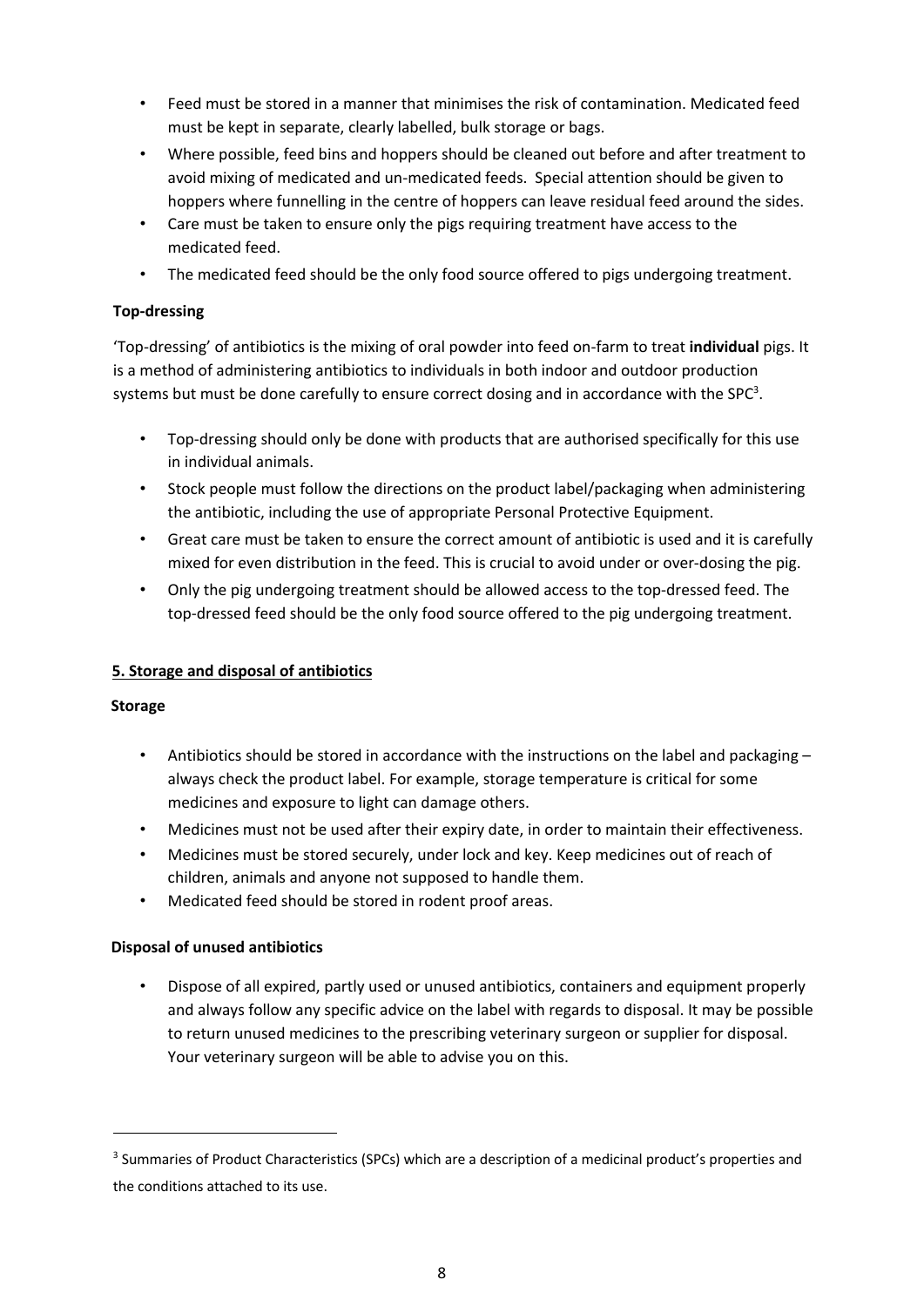- Feed must be stored in a manner that minimises the risk of contamination. Medicated feed must be kept in separate, clearly labelled, bulk storage or bags.
- Where possible, feed bins and hoppers should be cleaned out before and after treatment to avoid mixing of medicated and un-medicated feeds. Special attention should be given to hoppers where funnelling in the centre of hoppers can leave residual feed around the sides.
- Care must be taken to ensure only the pigs requiring treatment have access to the medicated feed.
- The medicated feed should be the only food source offered to pigs undergoing treatment.

**Top-dressing**

'Top-dressing' of antibiotics is the mixing of oral powder into feed on-farm to treat **individual** pigs. It is a method of administering antibiotics to individuals in both indoor and outdoor production systems but must be done carefully to ensure correct dosing and in accordance with the SPC[3].

- Top-dressing should only be done with products that are authorised specifically for this use in individual animals.
- Stock people must follow the directions on the product label/packaging when administering the antibiotic, including the use of appropriate Personal Protective Equipment.
- Great care must be taken to ensure the correct amount of antibiotic is used and it is carefully mixed for even distribution in the feed. This is crucial to avoid under or over-dosing the pig.
- Only the pig undergoing treatment should be allowed access to the top-dressed feed. The top-dressed feed should be the only food source offered to the pig undergoing treatment.

## 5. Storage and disposal of antibiotics

**Storage**

- Antibiotics should be stored in accordance with the instructions on the label and packaging – always check the product label. For example, storage temperature is critical for some medicines and exposure to light can damage others.
- Medicines must not be used after their expiry date, in order to maintain their effectiveness.
- Medicines must be stored securely, under lock and key. Keep medicines out of reach of children, animals and anyone not supposed to handle them.
- Medicated feed should be stored in rodent proof areas.

**Disposal of unused antibiotics**

- Dispose of all expired, partly used or unused antibiotics, containers and equipment properly and always follow any specific advice on the label with regards to disposal. It may be possible to return unused medicines to the prescribing veterinary surgeon or supplier for disposal. Your veterinary surgeon will be able to advise you on this.

---

[3] Summaries of Product Characteristics (SPCs) which are a description of a medicinal product's properties and the conditions attached to its use.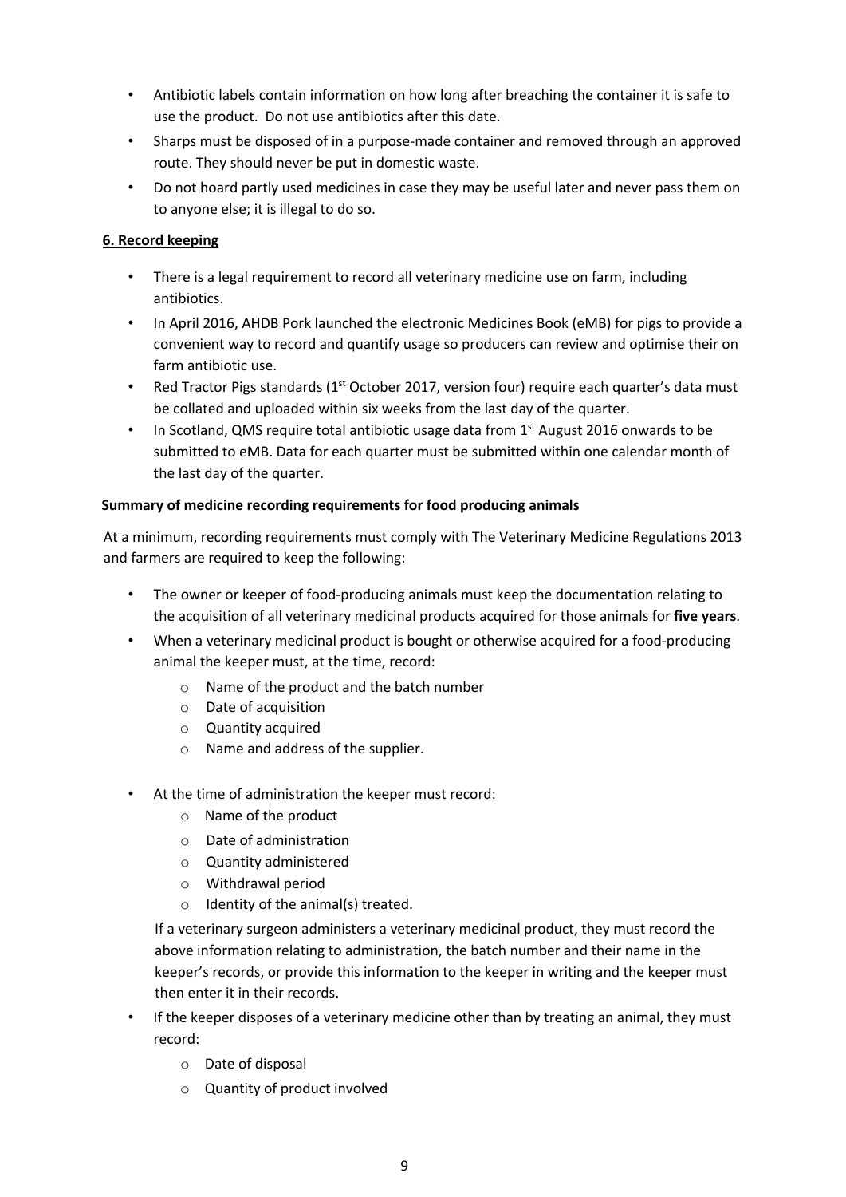- Antibiotic labels contain information on how long after breaching the container it is safe to use the product. Do not use antibiotics after this date.
- Sharps must be disposed of in a purpose-made container and removed through an approved route. They should never be put in domestic waste.
- Do not hoard partly used medicines in case they may be useful later and never pass them on to anyone else; it is illegal to do so.

## 6. Record keeping

- There is a legal requirement to record all veterinary medicine use on farm, including antibiotics.
- In April 2016, AHDB Pork launched the electronic Medicines Book (eMB) for pigs to provide a convenient way to record and quantify usage so producers can review and optimise their on farm antibiotic use.
- Red Tractor Pigs standards (1st October 2017, version four) require each quarter's data must be collated and uploaded within six weeks from the last day of the quarter.
- In Scotland, QMS require total antibiotic usage data from 1st August 2016 onwards to be submitted to eMB. Data for each quarter must be submitted within one calendar month of the last day of the quarter.

### Summary of medicine recording requirements for food producing animals

At a minimum, recording requirements must comply with The Veterinary Medicine Regulations 2013 and farmers are required to keep the following:

- The owner or keeper of food-producing animals must keep the documentation relating to the acquisition of all veterinary medicinal products acquired for those animals for **five years**.
- When a veterinary medicinal product is bought or otherwise acquired for a food-producing animal the keeper must, at the time, record:
  - Name of the product and the batch number
  - Date of acquisition
  - Quantity acquired
  - Name and address of the supplier.
- At the time of administration the keeper must record:
  - Name of the product
  - Date of administration
  - Quantity administered
  - Withdrawal period
  - Identity of the animal(s) treated.

  If a veterinary surgeon administers a veterinary medicinal product, they must record the above information relating to administration, the batch number and their name in the keeper's records, or provide this information to the keeper in writing and the keeper must then enter it in their records.
- If the keeper disposes of a veterinary medicine other than by treating an animal, they must record:
  - Date of disposal
  - Quantity of product involved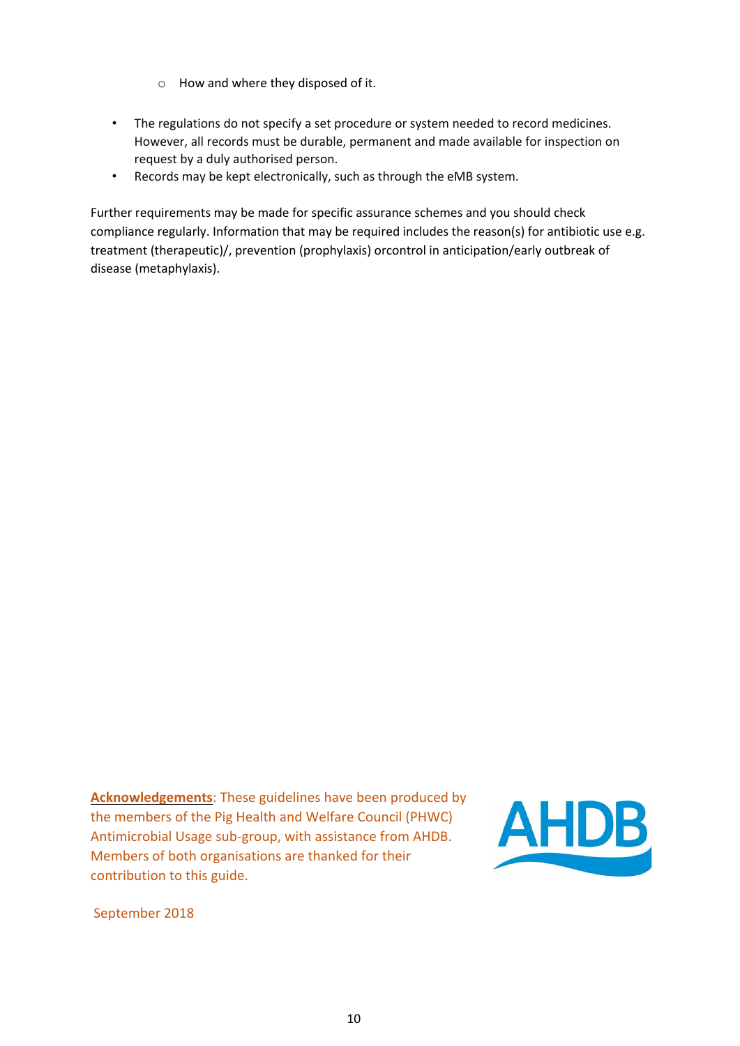- How and where they disposed of it.

- The regulations do not specify a set procedure or system needed to record medicines. However, all records must be durable, permanent and made available for inspection on request by a duly authorised person.
- Records may be kept electronically, such as through the eMB system.

Further requirements may be made for specific assurance schemes and you should check compliance regularly. Information that may be required includes the reason(s) for antibiotic use e.g. treatment (therapeutic)/, prevention (prophylaxis) orcontrol in anticipation/early outbreak of disease (metaphylaxis).

**Acknowledgements**: These guidelines have been produced by the members of the Pig Health and Welfare Council (PHWC) Antimicrobial Usage sub-group, with assistance from AHDB. Members of both organisations are thanked for their contribution to this guide.

AHDB

September 2018